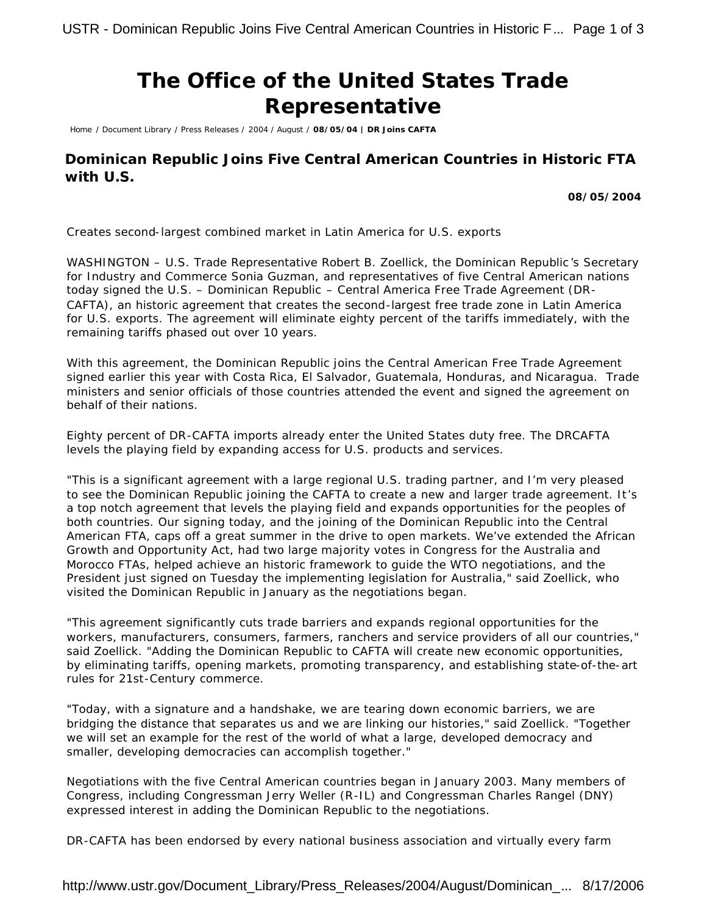# The Office of the United States Trade Representative

Home / Document Library / Press Releases / 2004 / August / **08/05/04 | DR Joins CAFTA**

## Dominican Republic Joins Five Central American Countries in Historic FTA with U.S.

**08/05/2004**

*Creates second-largest combined market in Latin America for U.S. exports*

*WASHINGTON – U.S. Trade Representative Robert B. Zoellick, the Dominican Republic's Secretary for Industry and Commerce Sonia Guzman, and representatives of five Central American nations today signed the U.S. – Dominican Republic – Central America Free Trade Agreement (DR-CAFTA), an historic agreement that creates the second-largest free trade zone in Latin America for U.S. exports. The agreement will eliminate eighty percent of the tariffs immediately, with the remaining tariffs phased out over 10 years.*

*With this agreement, the Dominican Republic joins the Central American Free Trade Agreement signed earlier this year with Costa Rica, El Salvador, Guatemala, Honduras, and Nicaragua. Trade ministers and senior officials of those countries attended the event and signed the agreement on behalf of their nations.*

*Eighty percent of DR-CAFTA imports already enter the United States duty free. The DRCAFTA levels the playing field by expanding access for U.S. products and services.*

*"This is a significant agreement with a large regional U.S. trading partner, and I'm very pleased to see the Dominican Republic joining the CAFTA to create a new and larger trade agreement. It's a top notch agreement that levels the playing field and expands opportunities for the peoples of both countries. Our signing today, and the joining of the Dominican Republic into the Central American FTA, caps off a great summer in the drive to open markets. We've extended the African Growth and Opportunity Act, had two large majority votes in Congress for the Australia and Morocco FTAs, helped achieve an historic framework to guide the WTO negotiations, and the President just signed on Tuesday the implementing legislation for Australia," said Zoellick, who visited the Dominican Republic in January as the negotiations began.*

*"This agreement significantly cuts trade barriers and expands regional opportunities for the workers, manufacturers, consumers, farmers, ranchers and service providers of all our countries," said Zoellick. "Adding the Dominican Republic to CAFTA will create new economic opportunities, by eliminating tariffs, opening markets, promoting transparency, and establishing state-of-the-art rules for 21st-Century commerce.*

*"Today, with a signature and a handshake, we are tearing down economic barriers, we are bridging the distance that separates us and we are linking our histories," said Zoellick. "Together we will set an example for the rest of the world of what a large, developed democracy and smaller, developing democracies can accomplish together."*

*Negotiations with the five Central American countries began in January 2003. Many members of Congress, including Congressman Jerry Weller (R-IL) and Congressman Charles Rangel (DNY) expressed interest in adding the Dominican Republic to the negotiations.*

*DR-CAFTA has been endorsed by every national business association and virtually every farm*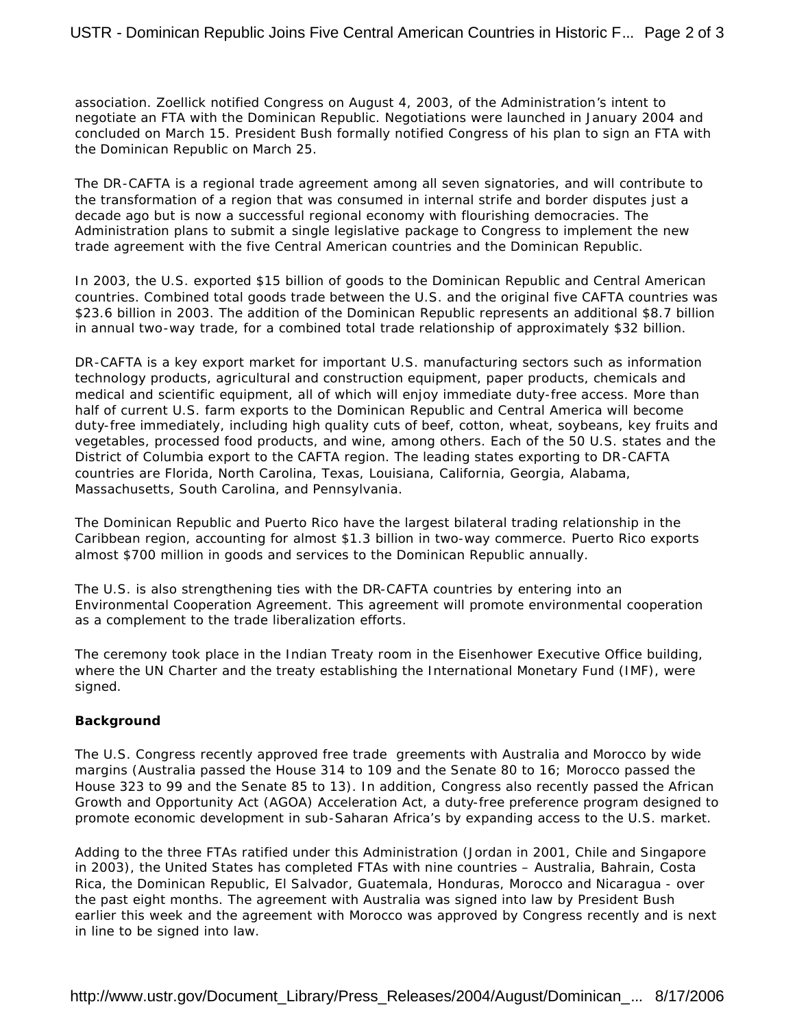association. Zoellick notified Congress on August 4, 2003, of the Administration's intent to negotiate an FTA with the Dominican Republic. Negotiations were launched in January 2004 and concluded on March 15. President Bush formally notified Congress of his plan to sign an FTA with the Dominican Republic on March 25.

The DR-CAFTA is a regional trade agreement among all seven signatories, and will contribute to the transformation of a region that was consumed in internal strife and border disputes just a decade ago but is now a successful regional economy with flourishing democracies. The Administration plans to submit a single legislative package to Congress to implement the new trade agreement with the five Central American countries and the Dominican Republic.

In 2003, the U.S. exported $15 billion of goods to the Dominican Republic and Central American countries. Combined total goods trade between the U.S. and the original five CAFTA countries was $23.6 billion in 2003. The addition of the Dominican Republic represents an additional $8.7 billion in annual two-way trade, for a combined total trade relationship of approximately $32 billion.

DR-CAFTA is a key export market for important U.S. manufacturing sectors such as information technology products, agricultural and construction equipment, paper products, chemicals and medical and scientific equipment, all of which will enjoy immediate duty-free access. More than half of current U.S. farm exports to the Dominican Republic and Central America will become duty-free immediately, including high quality cuts of beef, cotton, wheat, soybeans, key fruits and vegetables, processed food products, and wine, among others. Each of the 50 U.S. states and the District of Columbia export to the CAFTA region. The leading states exporting to DR-CAFTA countries are Florida, North Carolina, Texas, Louisiana, California, Georgia, Alabama, Massachusetts, South Carolina, and Pennsylvania.

The Dominican Republic and Puerto Rico have the largest bilateral trading relationship in the Caribbean region, accounting for almost $1.3 billion in two-way commerce. Puerto Rico exports almost $700 million in goods and services to the Dominican Republic annually.

The U.S. is also strengthening ties with the DR-CAFTA countries by entering into an Environmental Cooperation Agreement. This agreement will promote environmental cooperation as a complement to the trade liberalization efforts.

The ceremony took place in the Indian Treaty room in the Eisenhower Executive Office building, where the UN Charter and the treaty establishing the International Monetary Fund (IMF), were signed.

**Background**

The U.S. Congress recently approved free trade greements with Australia and Morocco by wide margins (Australia passed the House 314 to 109 and the Senate 80 to 16; Morocco passed the House 323 to 99 and the Senate 85 to 13). In addition, Congress also recently passed the African Growth and Opportunity Act (AGOA) Acceleration Act, a duty-free preference program designed to promote economic development in sub-Saharan Africa's by expanding access to the U.S. market.

Adding to the three FTAs ratified under this Administration (Jordan in 2001, Chile and Singapore in 2003), the United States has completed FTAs with nine countries – Australia, Bahrain, Costa Rica, the Dominican Republic, El Salvador, Guatemala, Honduras, Morocco and Nicaragua - over the past eight months. The agreement with Australia was signed into law by President Bush earlier this week and the agreement with Morocco was approved by Congress recently and is next in line to be signed into law.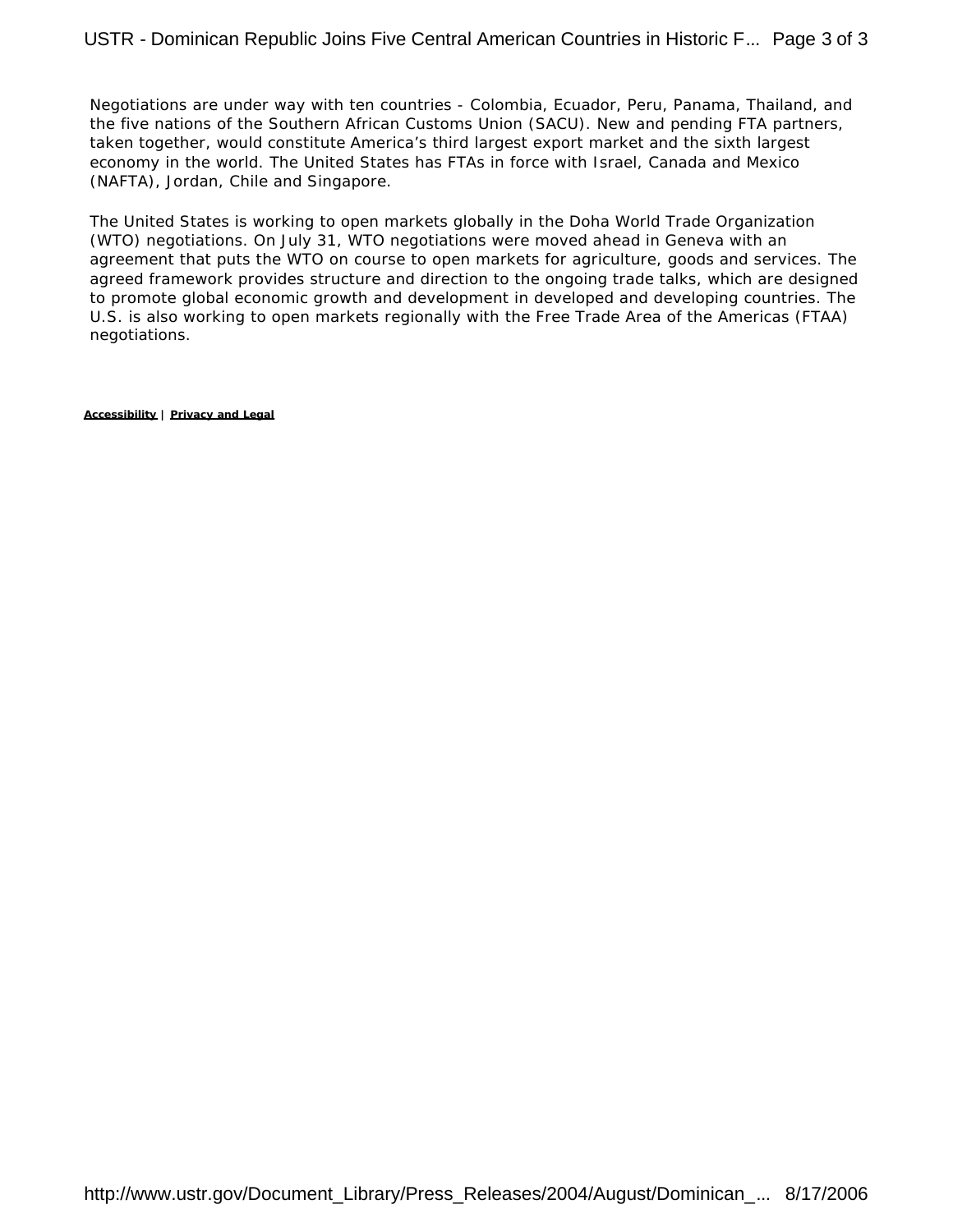Negotiations are under way with ten countries - Colombia, Ecuador, Peru, Panama, Thailand, and the five nations of the Southern African Customs Union (SACU). New and pending FTA partners, taken together, would constitute America's third largest export market and the sixth largest economy in the world. The United States has FTAs in force with Israel, Canada and Mexico (NAFTA), Jordan, Chile and Singapore.

The United States is working to open markets globally in the Doha World Trade Organization (WTO) negotiations. On July 31, WTO negotiations were moved ahead in Geneva with an agreement that puts the WTO on course to open markets for agriculture, goods and services. The agreed framework provides structure and direction to the ongoing trade talks, which are designed to promote global economic growth and development in developed and developing countries. The U.S. is also working to open markets regionally with the Free Trade Area of the Americas (FTAA) negotiations.

**Accessibility** | **Privacy and Legal**